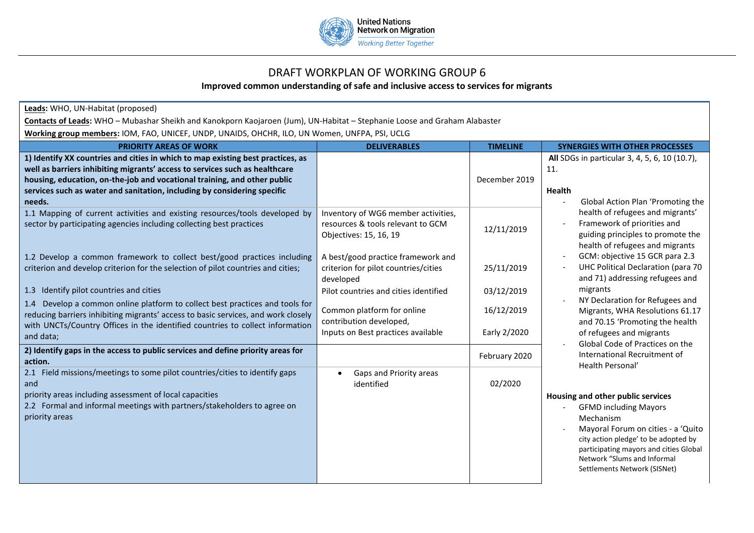United Nations Network on Migration
*Working Better Together*

# DRAFT WORKPLAN OF WORKING GROUP 6

## Improved common understanding of safe and inclusive access to services for migrants

**Leads:** WHO, UN-Habitat (proposed)

**Contacts of Leads:** WHO – Mubashar Sheikh and Kanokporn Kaojaroen (Jum), UN-Habitat – Stephanie Loose and Graham Alabaster

**Working group members:** IOM, FAO, UNICEF, UNDP, UNAIDS, OHCHR, ILO, UN Women, UNFPA, PSI, UCLG

| PRIORITY AREAS OF WORK | DELIVERABLES | TIMELINE | SYNERGIES WITH OTHER PROCESSES |
|---|---|---|---|
| **1) Identify XX countries and cities in which to map existing best practices, as well as barriers inhibiting migrants' access to services such as healthcare housing, education, on-the-job and vocational training, and other public services such as water and sanitation, including by considering specific needs.** | | December 2019 | **All** SDGs in particular 3, 4, 5, 6, 10 (10.7), 11.<br><br>**Health**<br>- Global Action Plan 'Promoting the health of refugees and migrants'<br>- Framework of priorities and guiding principles to promote the health of refugees and migrants<br>- GCM: objective 15 GCR para 2.3<br>- UHC Political Declaration (para 70 and 71) addressing refugees and migrants<br>- NY Declaration for Refugees and Migrants, WHA Resolutions 61.17 and 70.15 'Promoting the health of refugees and migrants<br>- Global Code of Practices on the International Recruitment of Health Personal'<br><br>**Housing and other public services**<br>- GFMD including Mayors Mechanism<br>- Mayoral Forum on cities - a 'Quito city action pledge' to be adopted by participating mayors and cities Global Network "Slums and Informal Settlements Network (SISNet) |
| 1.1 Mapping of current activities and existing resources/tools developed by sector by participating agencies including collecting best practices | Inventory of WG6 member activities, resources & tools relevant to GCM Objectives: 15, 16, 19 | 12/11/2019 | |
| 1.2 Develop a common framework to collect best/good practices including criterion and develop criterion for the selection of pilot countries and cities; | A best/good practice framework and criterion for pilot countries/cities developed | 25/11/2019 | |
| 1.3 Identify pilot countries and cities | Pilot countries and cities identified | 03/12/2019 | |
| 1.4 Develop a common online platform to collect best practices and tools for reducing barriers inhibiting migrants' access to basic services, and work closely with UNCTs/Country Offices in the identified countries to collect information and data; | Common platform for online contribution developed,<br>Inputs on Best practices available | 16/12/2019<br>Early 2/2020 | |
| **2) Identify gaps in the access to public services and define priority areas for action.** | | February 2020 | |
| 2.1 Field missions/meetings to some pilot countries/cities to identify gaps and priority areas including assessment of local capacities<br>2.2 Formal and informal meetings with partners/stakeholders to agree on priority areas | - Gaps and Priority areas identified | 02/2020 | |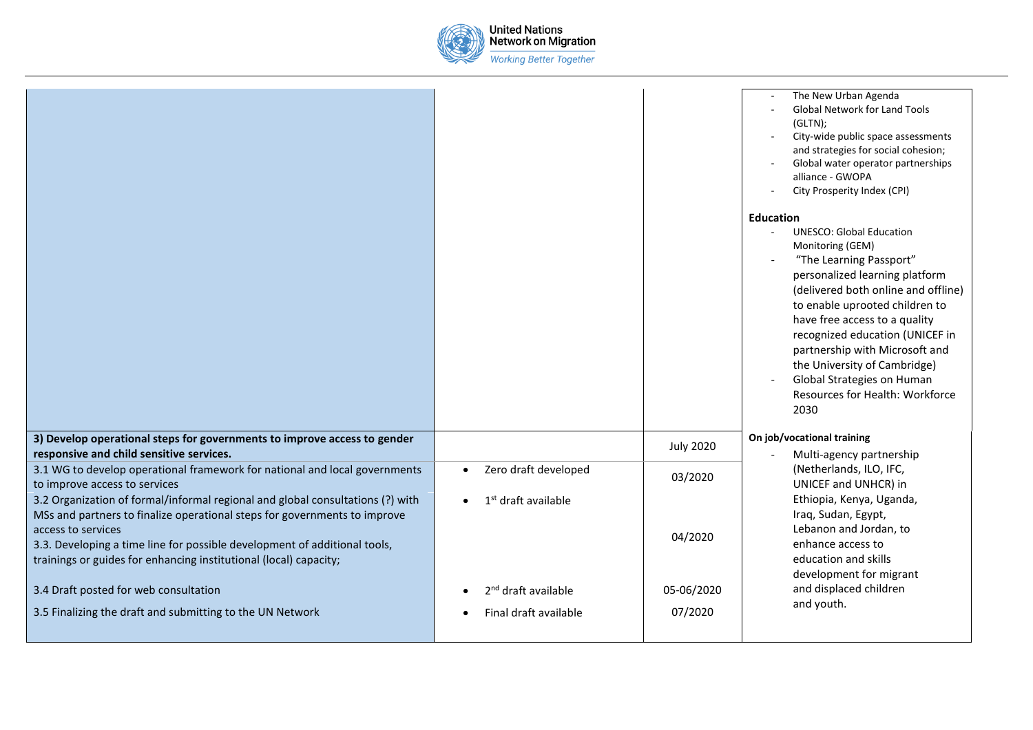| | | | |
|---|---|---|---|
| | | | - The New Urban Agenda<br>- Global Network for Land Tools (GLTN);<br>- City-wide public space assessments and strategies for social cohesion;<br>- Global water operator partnerships alliance - GWOPA<br>- City Prosperity Index (CPI)<br><br>**Education**<br>- UNESCO: Global Education Monitoring (GEM)<br>- "The Learning Passport" personalized learning platform (delivered both online and offline) to enable uprooted children to have free access to a quality recognized education (UNICEF in partnership with Microsoft and the University of Cambridge)<br>- Global Strategies on Human Resources for Health: Workforce 2030 |
| **3) Develop operational steps for governments to improve access to gender responsive and child sensitive services.** | | July 2020 | **On job/vocational training**<br>- Multi-agency partnership (Netherlands, ILO, IFC, UNICEF and UNHCR) in Ethiopia, Kenya, Uganda, Iraq, Sudan, Egypt, Lebanon and Jordan, to enhance access to education and skills development for migrant and displaced children and youth. |
| 3.1 WG to develop operational framework for national and local governments to improve access to services | • Zero draft developed | 03/2020 | |
| 3.2 Organization of formal/informal regional and global consultations (?) with MSs and partners to finalize operational steps for governments to improve access to services<br>3.3. Developing a time line for possible development of additional tools, trainings or guides for enhancing institutional (local) capacity; | • 1st draft available | 04/2020 | |
| 3.4 Draft posted for web consultation | • 2nd draft available | 05-06/2020 | |
| 3.5 Finalizing the draft and submitting to the UN Network | • Final draft available | 07/2020 | |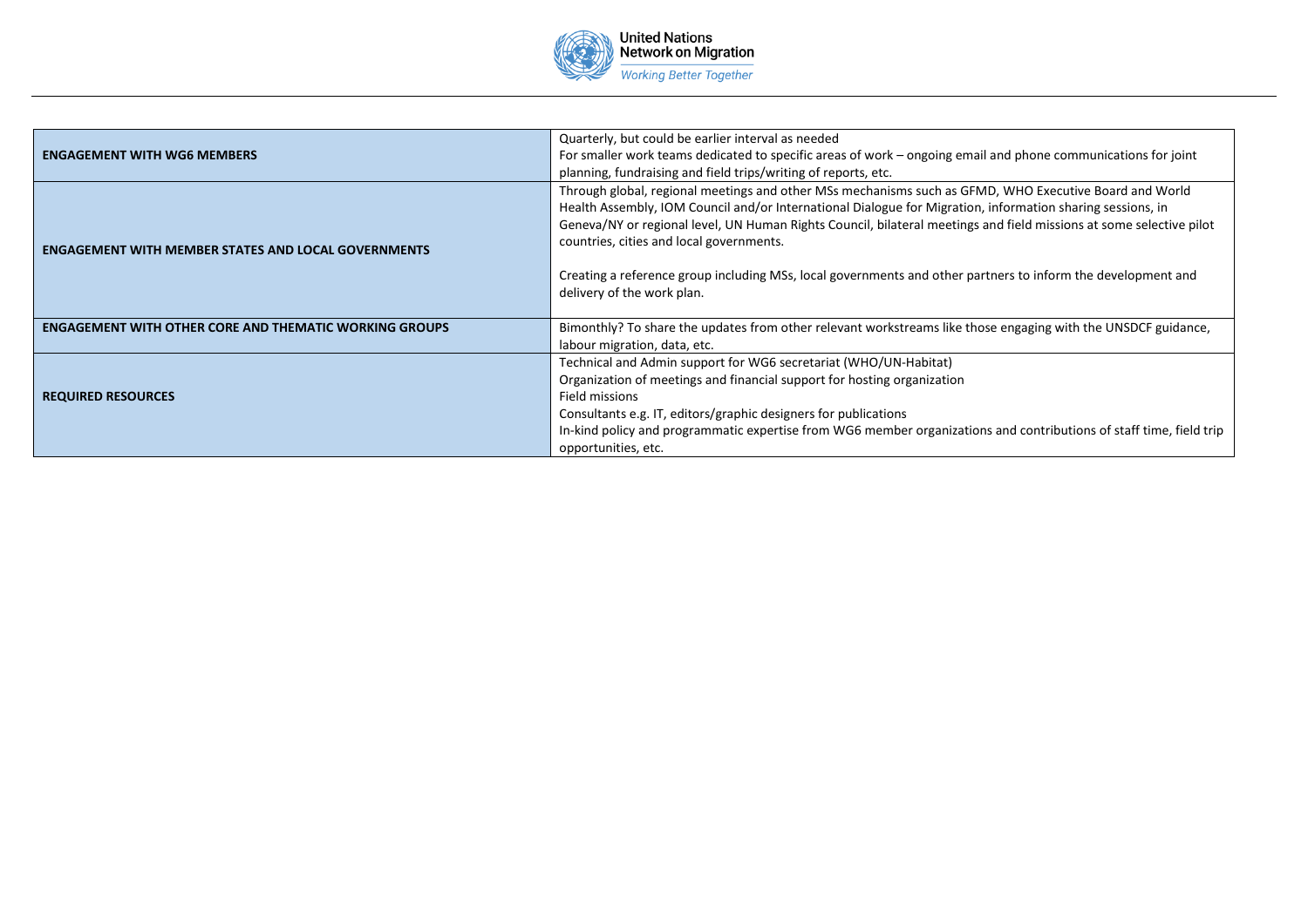| | |
|---|---|
| **ENGAGEMENT WITH WG6 MEMBERS** | Quarterly, but could be earlier interval as needed<br>For smaller work teams dedicated to specific areas of work – ongoing email and phone communications for joint planning, fundraising and field trips/writing of reports, etc. |
| **ENGAGEMENT WITH MEMBER STATES AND LOCAL GOVERNMENTS** | Through global, regional meetings and other MSs mechanisms such as GFMD, WHO Executive Board and World Health Assembly, IOM Council and/or International Dialogue for Migration, information sharing sessions, in Geneva/NY or regional level, UN Human Rights Council, bilateral meetings and field missions at some selective pilot countries, cities and local governments.<br><br>Creating a reference group including MSs, local governments and other partners to inform the development and delivery of the work plan. |
| **ENGAGEMENT WITH OTHER CORE AND THEMATIC WORKING GROUPS** | Bimonthly? To share the updates from other relevant workstreams like those engaging with the UNSDCF guidance, labour migration, data, etc. |
| **REQUIRED RESOURCES** | Technical and Admin support for WG6 secretariat (WHO/UN-Habitat)<br>Organization of meetings and financial support for hosting organization<br>Field missions<br>Consultants e.g. IT, editors/graphic designers for publications<br>In-kind policy and programmatic expertise from WG6 member organizations and contributions of staff time, field trip opportunities, etc. |